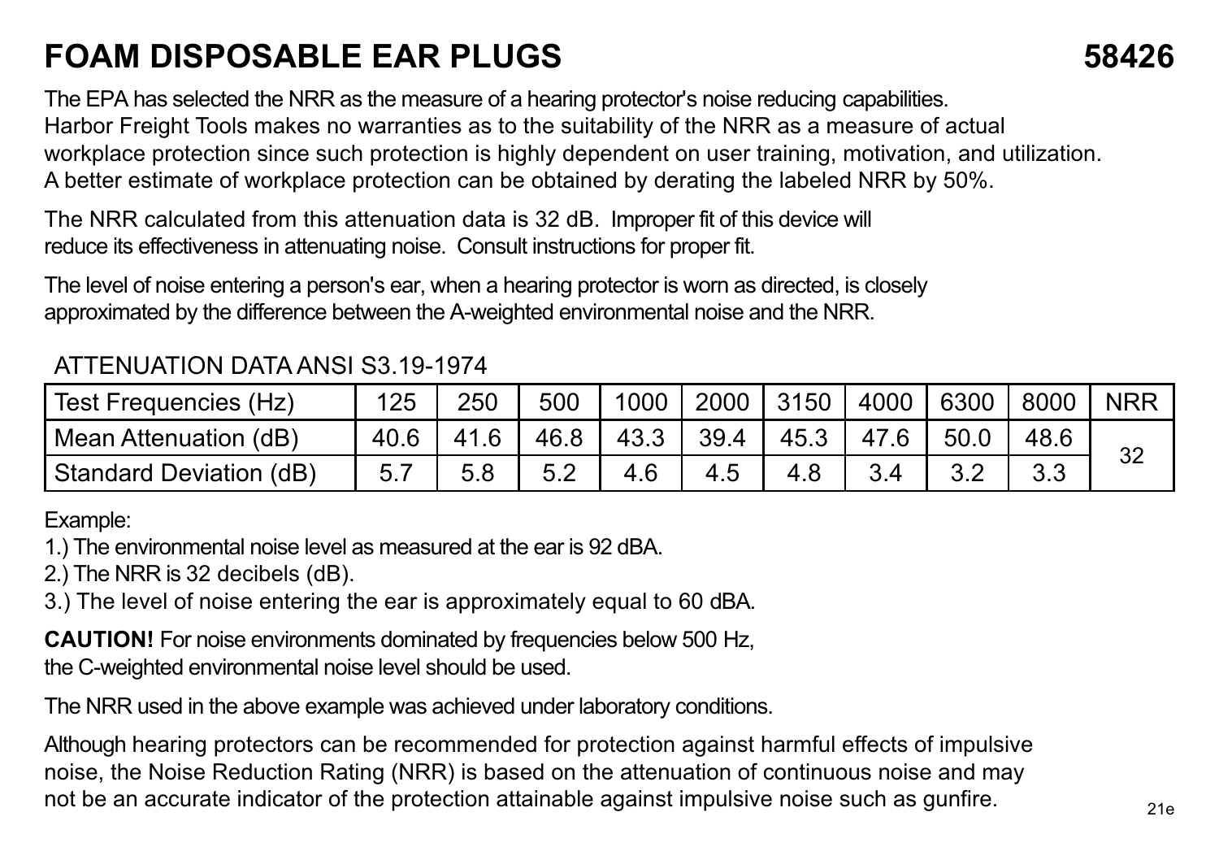# FOAM DISPOSABLE EAR PLUGS 58426

The EPA has selected the NRR as the measure of a hearing protector's noise reducing capabilities. Harbor Freight Tools makes no warranties as to the suitability of the NRR as a measure of actual workplace protection since such protection is highly dependent on user training, motivation, and utilization. A better estimate of workplace protection can be obtained by derating the labeled NRR by 50%.

The NRR calculated from this attenuation data is 32 dB. Improper fit of this device will reduce its effectiveness in attenuating noise. Consult instructions for proper fit.

The level of noise entering a person's ear, when a hearing protector is worn as directed, is closely approximated by the difference between the A-weighted environmental noise and the NRR.

ATTENUATION DATA ANSI S3.19-1974

| Test Frequencies (Hz) | 125 | 250 | 500 | 1000 | 2000 | 3150 | 4000 | 6300 | 8000 | NRR |
|---|---|---|---|---|---|---|---|---|---|---|
| Mean Attenuation (dB) | 40.6 | 41.6 | 46.8 | 43.3 | 39.4 | 45.3 | 47.6 | 50.0 | 48.6 | 32 |
| Standard Deviation (dB) | 5.7 | 5.8 | 5.2 | 4.6 | 4.5 | 4.8 | 3.4 | 3.2 | 3.3 | |

Example:

1.) The environmental noise level as measured at the ear is 92 dBA.
2.) The NRR is 32 decibels (dB).
3.) The level of noise entering the ear is approximately equal to 60 dBA.

**CAUTION!** For noise environments dominated by frequencies below 500 Hz, the C-weighted environmental noise level should be used.

The NRR used in the above example was achieved under laboratory conditions.

Although hearing protectors can be recommended for protection against harmful effects of impulsive noise, the Noise Reduction Rating (NRR) is based on the attenuation of continuous noise and may not be an accurate indicator of the protection attainable against impulsive noise such as gunfire.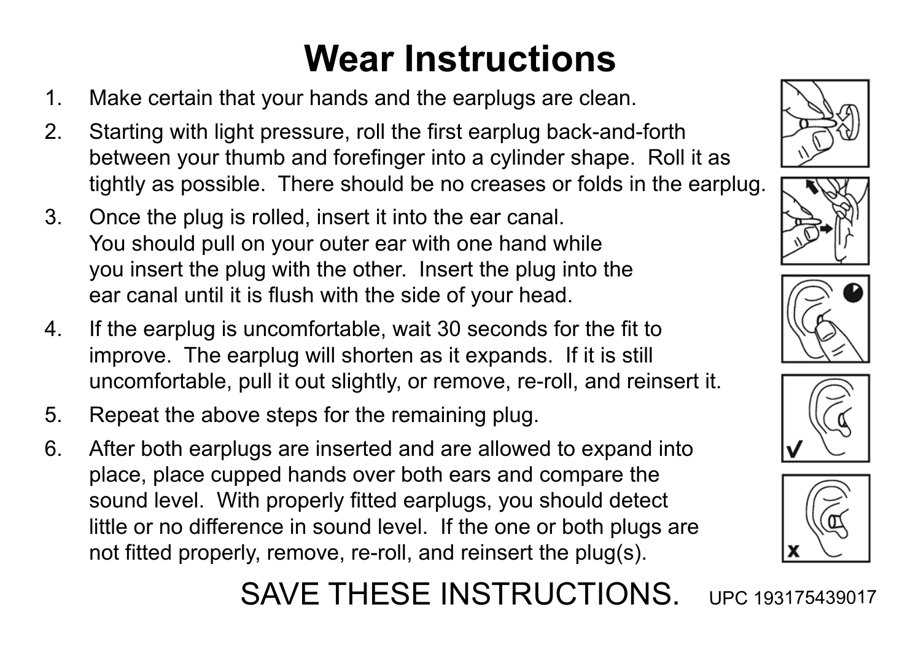# Wear Instructions

1. Make certain that your hands and the earplugs are clean.
2. Starting with light pressure, roll the first earplug back-and-forth between your thumb and forefinger into a cylinder shape. Roll it as tightly as possible. There should be no creases or folds in the earplug.
3. Once the plug is rolled, insert it into the ear canal. You should pull on your outer ear with one hand while you insert the plug with the other. Insert the plug into the ear canal until it is flush with the side of your head.
4. If the earplug is uncomfortable, wait 30 seconds for the fit to improve. The earplug will shorten as it expands. If it is still uncomfortable, pull it out slightly, or remove, re-roll, and reinsert it.
5. Repeat the above steps for the remaining plug.
6. After both earplugs are inserted and are allowed to expand into place, place cupped hands over both ears and compare the sound level. With properly fitted earplugs, you should detect little or no difference in sound level. If the one or both plugs are not fitted properly, remove, re-roll, and reinsert the plug(s).

✓

x

SAVE THESE INSTRUCTIONS. UPC 193175439017